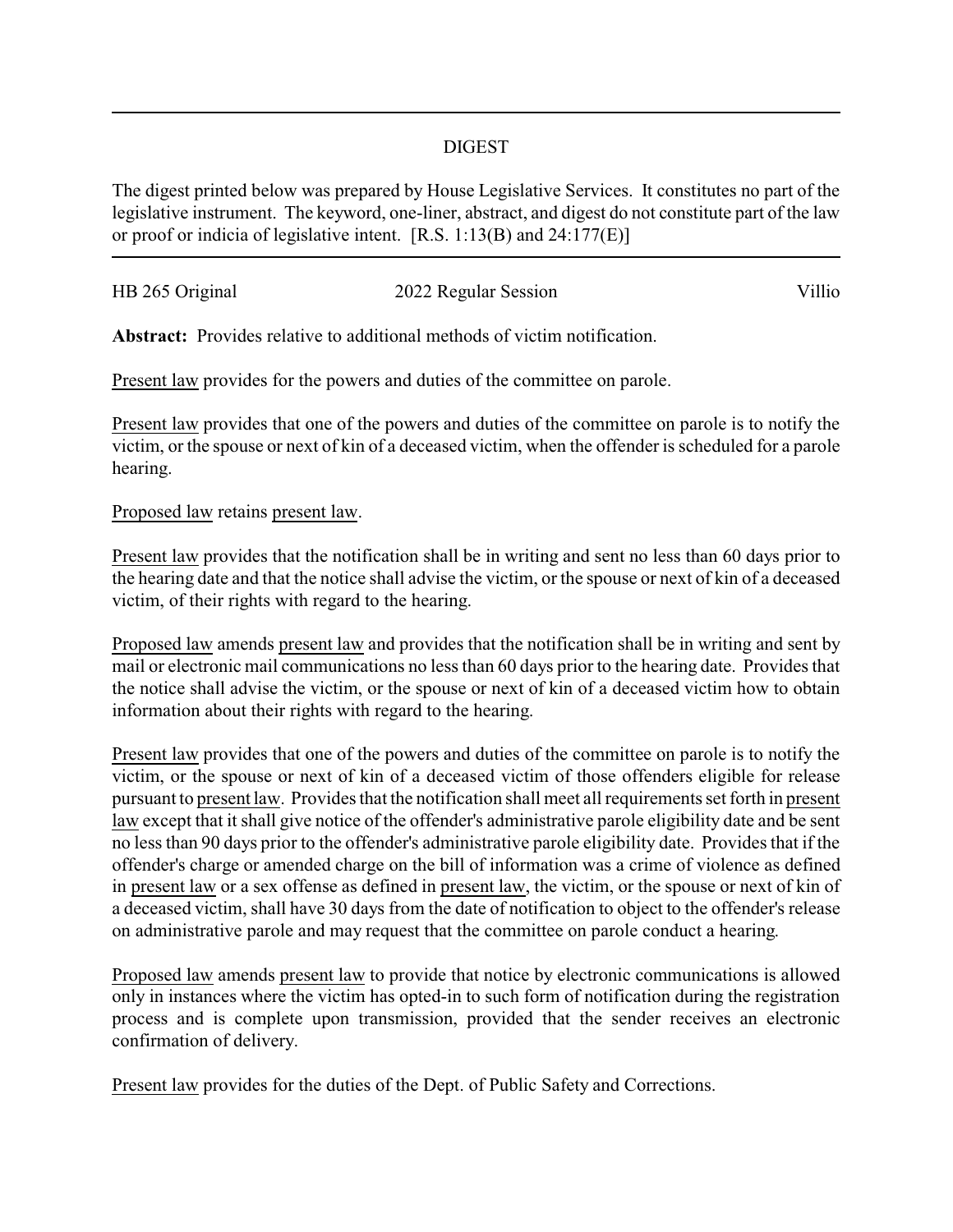## DIGEST

The digest printed below was prepared by House Legislative Services. It constitutes no part of the legislative instrument. The keyword, one-liner, abstract, and digest do not constitute part of the law or proof or indicia of legislative intent. [R.S. 1:13(B) and 24:177(E)]

---

| HB 265 Original | 2022 Regular Session | Villio |
|---|---|---|

**Abstract:** Provides relative to additional methods of victim notification.

Present law provides for the powers and duties of the committee on parole.

Present law provides that one of the powers and duties of the committee on parole is to notify the victim, or the spouse or next of kin of a deceased victim, when the offender is scheduled for a parole hearing.

Proposed law retains present law.

Present law provides that the notification shall be in writing and sent no less than 60 days prior to the hearing date and that the notice shall advise the victim, or the spouse or next of kin of a deceased victim, of their rights with regard to the hearing.

Proposed law amends present law and provides that the notification shall be in writing and sent by mail or electronic mail communications no less than 60 days prior to the hearing date. Provides that the notice shall advise the victim, or the spouse or next of kin of a deceased victim how to obtain information about their rights with regard to the hearing.

Present law provides that one of the powers and duties of the committee on parole is to notify the victim, or the spouse or next of kin of a deceased victim of those offenders eligible for release pursuant to present law. Provides that the notification shall meet all requirements set forth in present law except that it shall give notice of the offender's administrative parole eligibility date and be sent no less than 90 days prior to the offender's administrative parole eligibility date. Provides that if the offender's charge or amended charge on the bill of information was a crime of violence as defined in present law or a sex offense as defined in present law, the victim, or the spouse or next of kin of a deceased victim, shall have 30 days from the date of notification to object to the offender's release on administrative parole and may request that the committee on parole conduct a hearing.

Proposed law amends present law to provide that notice by electronic communications is allowed only in instances where the victim has opted-in to such form of notification during the registration process and is complete upon transmission, provided that the sender receives an electronic confirmation of delivery.

Present law provides for the duties of the Dept. of Public Safety and Corrections.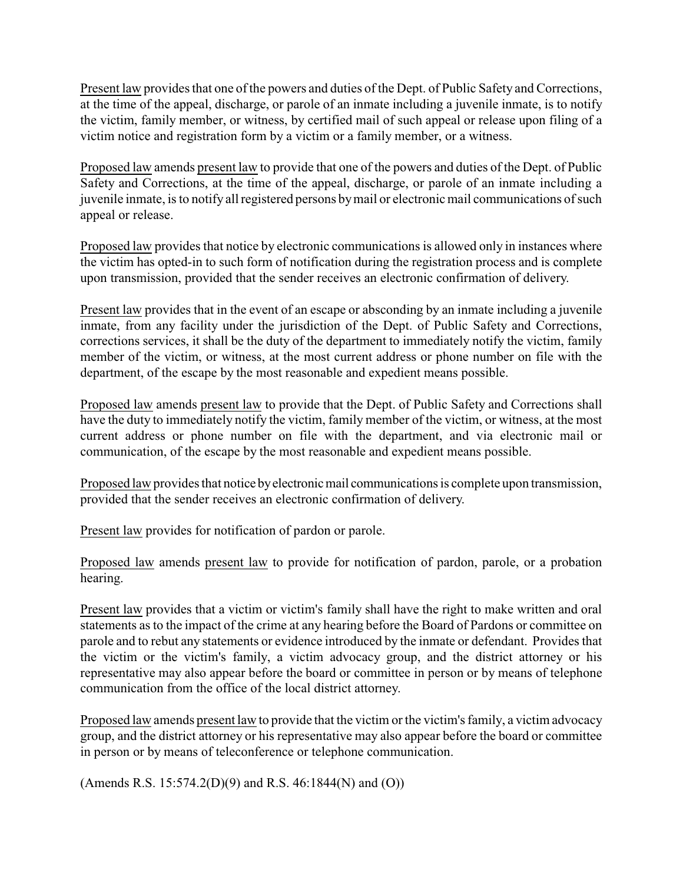Present law provides that one of the powers and duties of the Dept. of Public Safety and Corrections, at the time of the appeal, discharge, or parole of an inmate including a juvenile inmate, is to notify the victim, family member, or witness, by certified mail of such appeal or release upon filing of a victim notice and registration form by a victim or a family member, or a witness.

Proposed law amends present law to provide that one of the powers and duties of the Dept. of Public Safety and Corrections, at the time of the appeal, discharge, or parole of an inmate including a juvenile inmate, is to notify all registered persons by mail or electronic mail communications of such appeal or release.

Proposed law provides that notice by electronic communications is allowed only in instances where the victim has opted-in to such form of notification during the registration process and is complete upon transmission, provided that the sender receives an electronic confirmation of delivery.

Present law provides that in the event of an escape or absconding by an inmate including a juvenile inmate, from any facility under the jurisdiction of the Dept. of Public Safety and Corrections, corrections services, it shall be the duty of the department to immediately notify the victim, family member of the victim, or witness, at the most current address or phone number on file with the department, of the escape by the most reasonable and expedient means possible.

Proposed law amends present law to provide that the Dept. of Public Safety and Corrections shall have the duty to immediately notify the victim, family member of the victim, or witness, at the most current address or phone number on file with the department, and via electronic mail or communication, of the escape by the most reasonable and expedient means possible.

Proposed law provides that notice by electronic mail communications is complete upon transmission, provided that the sender receives an electronic confirmation of delivery.

Present law provides for notification of pardon or parole.

Proposed law amends present law to provide for notification of pardon, parole, or a probation hearing.

Present law provides that a victim or victim's family shall have the right to make written and oral statements as to the impact of the crime at any hearing before the Board of Pardons or committee on parole and to rebut any statements or evidence introduced by the inmate or defendant. Provides that the victim or the victim's family, a victim advocacy group, and the district attorney or his representative may also appear before the board or committee in person or by means of telephone communication from the office of the local district attorney.

Proposed law amends present law to provide that the victim or the victim's family, a victim advocacy group, and the district attorney or his representative may also appear before the board or committee in person or by means of teleconference or telephone communication.

(Amends R.S. 15:574.2(D)(9) and R.S. 46:1844(N) and (O))